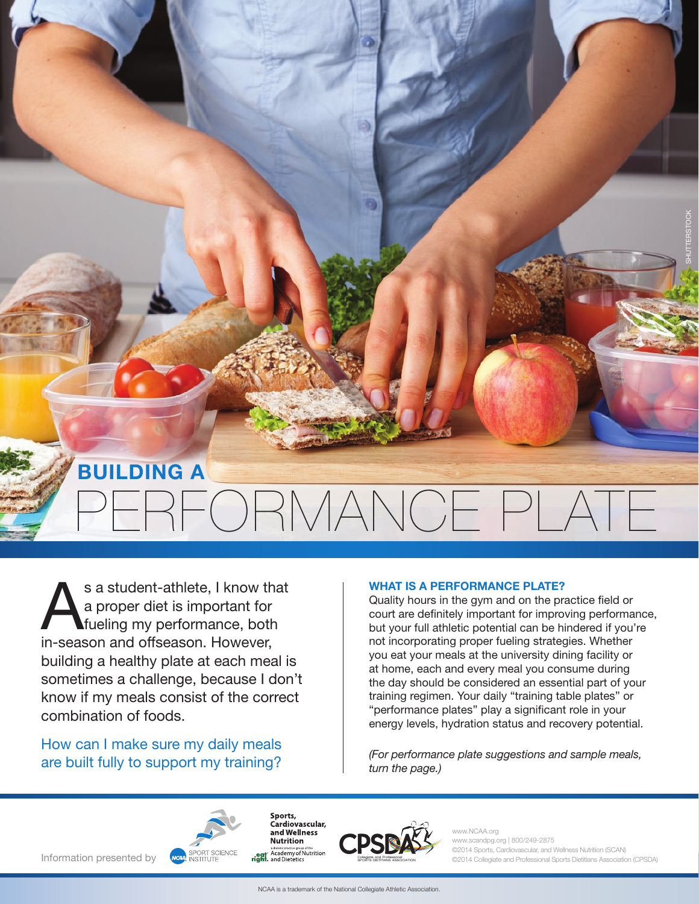# BUILDING A PERFORMANCE PLATE

As a student-athlete, I know that a proper diet is important for fueling my performance, both in-season and offseason. However, building a healthy plate at each meal is sometimes a challenge, because I don't know if my meals consist of the correct combination of foods.

How can I make sure my daily meals are built fully to support my training?

## WHAT IS A PERFORMANCE PLATE?

Quality hours in the gym and on the practice field or court are definitely important for improving performance, but your full athletic potential can be hindered if you're not incorporating proper fueling strategies. Whether you eat your meals at the university dining facility or at home, each and every meal you consume during the day should be considered an essential part of your training regimen. Your daily "training table plates" or "performance plates" play a significant role in your energy levels, hydration status and recovery potential.

*(For performance plate suggestions and sample meals, turn the page.)*

Information presented by NCAA Sport Science Institute; Sports, Cardiovascular, and Wellness Nutrition, a dietetic practice group of the eat right. Academy of Nutrition and Dietetics; CPSDA Collegiate and Professional Sports Dietitians Association

www.NCAA.org
www.scandpg.org | 800/249-2875
©2014 Sports, Cardiovascular, and Wellness Nutrition (SCAN)
©2014 Collegiate and Professional Sports Dietitians Association (CPSDA)

NCAA is a trademark of the National Collegiate Athletic Association.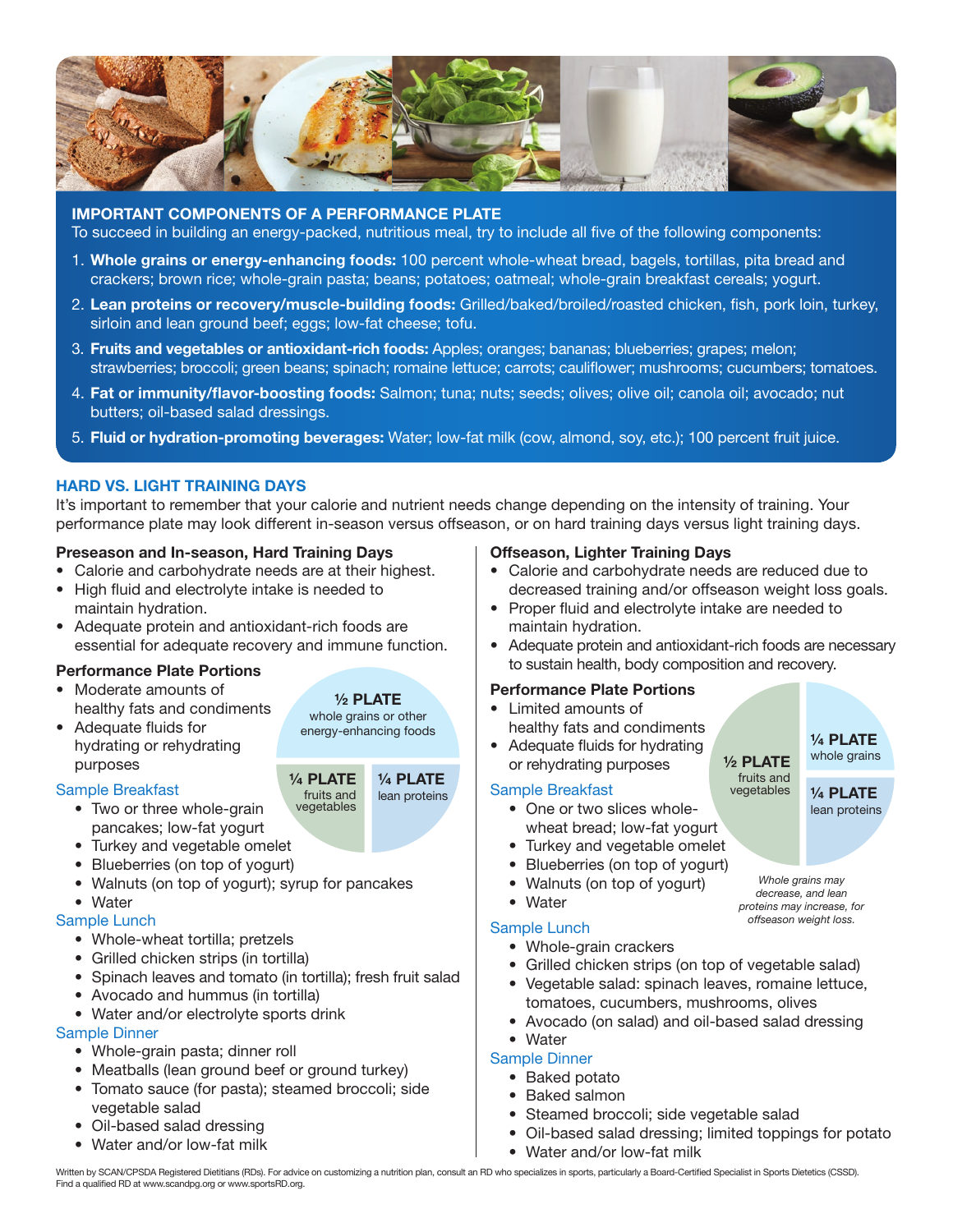## IMPORTANT COMPONENTS OF A PERFORMANCE PLATE

To succeed in building an energy-packed, nutritious meal, try to include all five of the following components:

1. **Whole grains or energy-enhancing foods:** 100 percent whole-wheat bread, bagels, tortillas, pita bread and crackers; brown rice; whole-grain pasta; beans; potatoes; oatmeal; whole-grain breakfast cereals; yogurt.
2. **Lean proteins or recovery/muscle-building foods:** Grilled/baked/broiled/roasted chicken, fish, pork loin, turkey, sirloin and lean ground beef; eggs; low-fat cheese; tofu.
3. **Fruits and vegetables or antioxidant-rich foods:** Apples; oranges; bananas; blueberries; grapes; melon; strawberries; broccoli; green beans; spinach; romaine lettuce; carrots; cauliflower; mushrooms; cucumbers; tomatoes.
4. **Fat or immunity/flavor-boosting foods:** Salmon; tuna; nuts; seeds; olives; olive oil; canola oil; avocado; nut butters; oil-based salad dressings.
5. **Fluid or hydration-promoting beverages:** Water; low-fat milk (cow, almond, soy, etc.); 100 percent fruit juice.

## HARD VS. LIGHT TRAINING DAYS

It's important to remember that your calorie and nutrient needs change depending on the intensity of training. Your performance plate may look different in-season versus offseason, or on hard training days versus light training days.

### Preseason and In-season, Hard Training Days

- Calorie and carbohydrate needs are at their highest.
- High fluid and electrolyte intake is needed to maintain hydration.
- Adequate protein and antioxidant-rich foods are essential for adequate recovery and immune function.

**Performance Plate Portions**

- Moderate amounts of healthy fats and condiments
- Adequate fluids for hydrating or rehydrating purposes

½ PLATE
whole grains or other energy-enhancing foods

¼ PLATE
fruits and vegetables

¼ PLATE
lean proteins

Sample Breakfast

- Two or three whole-grain pancakes; low-fat yogurt
- Turkey and vegetable omelet
- Blueberries (on top of yogurt)
- Walnuts (on top of yogurt); syrup for pancakes
- Water

Sample Lunch

- Whole-wheat tortilla; pretzels
- Grilled chicken strips (in tortilla)
- Spinach leaves and tomato (in tortilla); fresh fruit salad
- Avocado and hummus (in tortilla)
- Water and/or electrolyte sports drink

Sample Dinner

- Whole-grain pasta; dinner roll
- Meatballs (lean ground beef or ground turkey)
- Tomato sauce (for pasta); steamed broccoli; side vegetable salad
- Oil-based salad dressing
- Water and/or low-fat milk

### Offseason, Lighter Training Days

- Calorie and carbohydrate needs are reduced due to decreased training and/or offseason weight loss goals.
- Proper fluid and electrolyte intake are needed to maintain hydration.
- Adequate protein and antioxidant-rich foods are necessary to sustain health, body composition and recovery.

**Performance Plate Portions**

- Limited amounts of healthy fats and condiments
- Adequate fluids for hydrating or rehydrating purposes

½ PLATE
fruits and vegetables

¼ PLATE
whole grains

¼ PLATE
lean proteins

*Whole grains may decrease, and lean proteins may increase, for offseason weight loss.*

Sample Breakfast

- One or two slices whole-wheat bread; low-fat yogurt
- Turkey and vegetable omelet
- Blueberries (on top of yogurt)
- Walnuts (on top of yogurt)
- Water

Sample Lunch

- Whole-grain crackers
- Grilled chicken strips (on top of vegetable salad)
- Vegetable salad: spinach leaves, romaine lettuce, tomatoes, cucumbers, mushrooms, olives
- Avocado (on salad) and oil-based salad dressing
- Water

Sample Dinner

- Baked potato
- Baked salmon
- Steamed broccoli; side vegetable salad
- Oil-based salad dressing; limited toppings for potato
- Water and/or low-fat milk

Written by SCAN/CPSDA Registered Dietitians (RDs). For advice on customizing a nutrition plan, consult an RD who specializes in sports, particularly a Board-Certified Specialist in Sports Dietetics (CSSD). Find a qualified RD at www.scandpg.org or www.sportsRD.org.